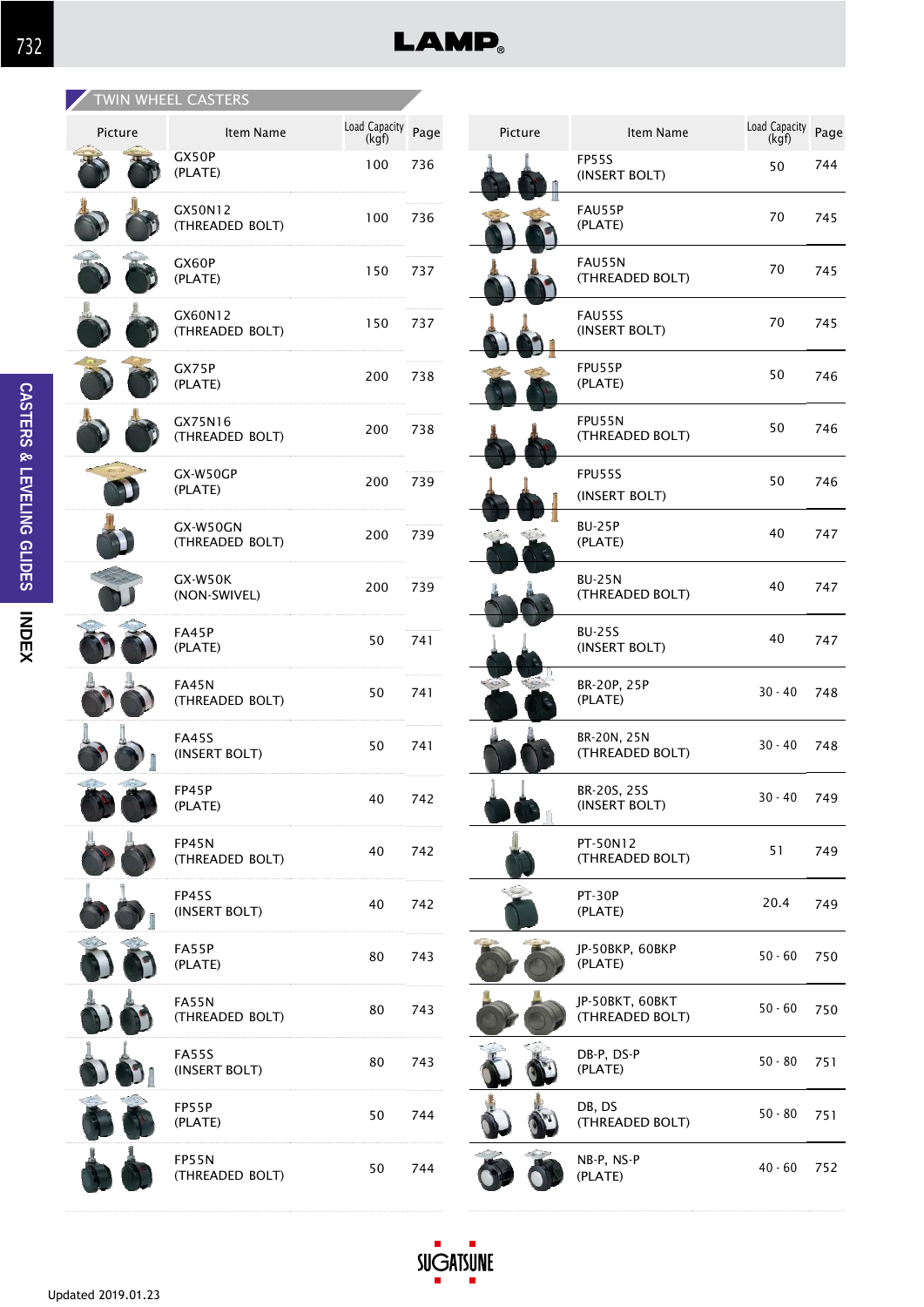## TWIN WHEEL CASTERS

| Picture | Item Name | Load Capacity (kgf) | Page |
|---|---|---|---|
| | GX50P (PLATE) | 100 | 736 |
| | GX50N12 (THREADED BOLT) | 100 | 736 |
| | GX60P (PLATE) | 150 | 737 |
| | GX60N12 (THREADED BOLT) | 150 | 737 |
| | GX75P (PLATE) | 200 | 738 |
| | GX75N16 (THREADED BOLT) | 200 | 738 |
| | GX-W50GP (PLATE) | 200 | 739 |
| | GX-W50GN (THREADED BOLT) | 200 | 739 |
| | GX-W50K (NON-SWIVEL) | 200 | 739 |
| | FA45P (PLATE) | 50 | 741 |
| | FA45N (THREADED BOLT) | 50 | 741 |
| | FA45S (INSERT BOLT) | 50 | 741 |
| | FP45P (PLATE) | 40 | 742 |
| | FP45N (THREADED BOLT) | 40 | 742 |
| | FP45S (INSERT BOLT) | 40 | 742 |
| | FA55P (PLATE) | 80 | 743 |
| | FA55N (THREADED BOLT) | 80 | 743 |
| | FA55S (INSERT BOLT) | 80 | 743 |
| | FP55P (PLATE) | 50 | 744 |
| | FP55N (THREADED BOLT) | 50 | 744 |
| | FP55S (INSERT BOLT) | 50 | 744 |
| | FAU55P (PLATE) | 70 | 745 |
| | FAU55N (THREADED BOLT) | 70 | 745 |
| | FAU55S (INSERT BOLT) | 70 | 745 |
| | FPU55P (PLATE) | 50 | 746 |
| | FPU55N (THREADED BOLT) | 50 | 746 |
| | FPU55S (INSERT BOLT) | 50 | 746 |
| | BU-25P (PLATE) | 40 | 747 |
| | BU-25N (THREADED BOLT) | 40 | 747 |
| | BU-25S (INSERT BOLT) | 40 | 747 |
| | BR-20P, 25P (PLATE) | 30 - 40 | 748 |
| | BR-20N, 25N (THREADED BOLT) | 30 - 40 | 748 |
| | BR-20S, 25S (INSERT BOLT) | 30 - 40 | 749 |
| | PT-50N12 (THREADED BOLT) | 51 | 749 |
| | PT-30P (PLATE) | 20.4 | 749 |
| | JP-50BKP, 60BKP (PLATE) | 50 - 60 | 750 |
| | JP-50BKT, 60BKT (THREADED BOLT) | 50 - 60 | 750 |
| | DB-P, DS-P (PLATE) | 50 - 80 | 751 |
| | DB, DS (THREADED BOLT) | 50 - 80 | 751 |
| | NB-P, NS-P (PLATE) | 40 - 60 | 752 |

Updated 2019.01.23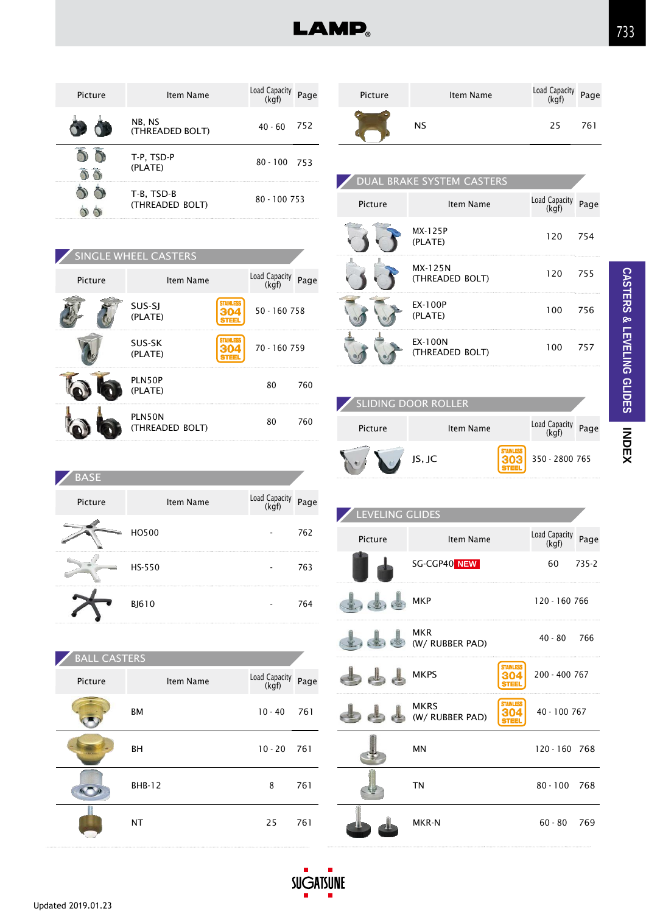| Picture | Item Name | Load Capacity (kgf) | Page |
|---|---|---|---|
| | NB, NS (THREADED BOLT) | 40 - 60 | 752 |
| | T-P, TSD-P (PLATE) | 80 - 100 | 753 |
| | T-B, TSD-B (THREADED BOLT) | 80 - 100 | 753 |

## SINGLE WHEEL CASTERS

| Picture | Item Name | Load Capacity (kgf) | Page |
|---|---|---|---|
| | SUS-SJ (PLATE) STAINLESS 304 STEEL | 50 - 160 | 758 |
| | SUS-SK (PLATE) STAINLESS 304 STEEL | 70 - 160 | 759 |
| | PLN50P (PLATE) | 80 | 760 |
| | PLN50N (THREADED BOLT) | 80 | 760 |

## BASE

| Picture | Item Name | Load Capacity (kgf) | Page |
|---|---|---|---|
| | HO500 | - | 762 |
| | HS-550 | - | 763 |
| | BJ610 | - | 764 |

## BALL CASTERS

| Picture | Item Name | Load Capacity (kgf) | Page |
|---|---|---|---|
| | BM | 10 - 40 | 761 |
| | BH | 10 - 20 | 761 |
| | BHB-12 | 8 | 761 |
| | NT | 25 | 761 |

| Picture | Item Name | Load Capacity (kgf) | Page |
|---|---|---|---|
| | NS | 25 | 761 |

## DUAL BRAKE SYSTEM CASTERS

| Picture | Item Name | Load Capacity (kgf) | Page |
|---|---|---|---|
| | MX-125P (PLATE) | 120 | 754 |
| | MX-125N (THREADED BOLT) | 120 | 755 |
| | EX-100P (PLATE) | 100 | 756 |
| | EX-100N (THREADED BOLT) | 100 | 757 |

## SLIDING DOOR ROLLER

| Picture | Item Name | Load Capacity (kgf) | Page |
|---|---|---|---|
| | JS, JC STAINLESS 303 STEEL | 350 - 2800 | 765 |

## LEVELING GLIDES

| Picture | Item Name | Load Capacity (kgf) | Page |
|---|---|---|---|
| | SG-CGP40 NEW | 60 | 735-2 |
| | MKP | 120 - 160 | 766 |
| | MKR (W/ RUBBER PAD) | 40 - 80 | 766 |
| | MKPS STAINLESS 304 STEEL | 200 - 400 | 767 |
| | MKRS (W/ RUBBER PAD) STAINLESS 304 STEEL | 40 - 100 | 767 |
| | MN | 120 - 160 | 768 |
| | TN | 80 - 100 | 768 |
| | MKR-N | 60 - 80 | 769 |

Updated 2019.01.23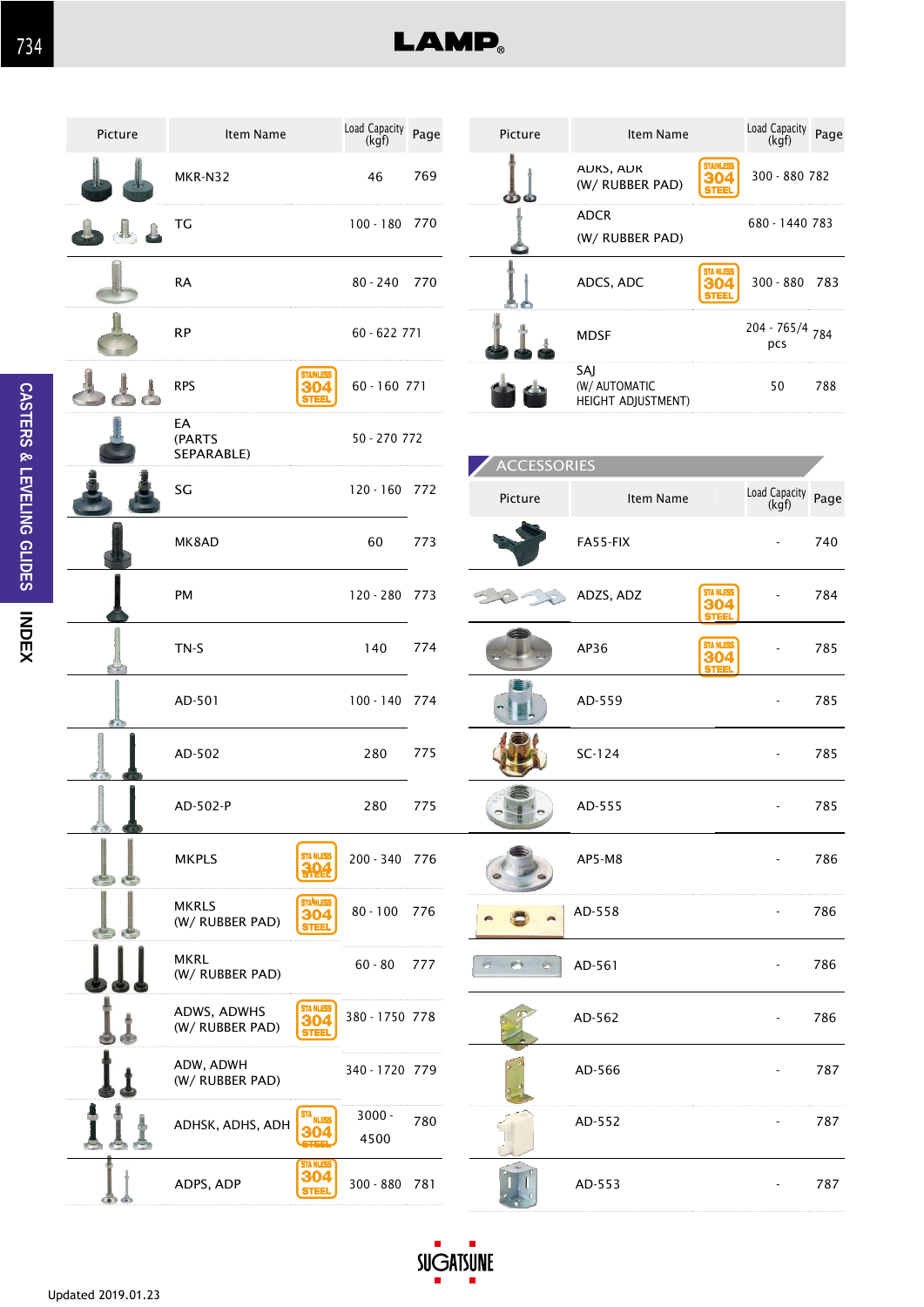# LAMP

CASTERS & LEVELING GLIDES INDEX

| Picture | Item Name | Load Capacity (kgf) | Page |
|---|---|---|---|
| | MKR-N32 | 46 | 769 |
| | TG | 100 - 180 | 770 |
| | RA | 80 - 240 | 770 |
| | RP | 60 - 622 | 771 |
| | RPS (STAINLESS 304 STEEL) | 60 - 160 | 771 |
| | EA (PARTS SEPARABLE) | 50 - 270 | 772 |
| | SG | 120 - 160 | 772 |
| | MK8AD | 60 | 773 |
| | PM | 120 - 280 | 773 |
| | TN-S | 140 | 774 |
| | AD-501 | 100 - 140 | 774 |
| | AD-502 | 280 | 775 |
| | AD-502-P | 280 | 775 |
| | MKPLS (STAINLESS 304 STEEL) | 200 - 340 | 776 |
| | MKRLS (W/ RUBBER PAD) (STAINLESS 304 STEEL) | 80 - 100 | 776 |
| | MKRL (W/ RUBBER PAD) | 60 - 80 | 777 |
| | ADWS, ADWHS (W/ RUBBER PAD) (STAINLESS 304 STEEL) | 380 - 1750 | 778 |
| | ADW, ADWH (W/ RUBBER PAD) | 340 - 1720 | 779 |
| | ADHSK, ADHS, ADH (STAINLESS 304 STEEL) | 3000 - 4500 | 780 |
| | ADPS, ADP (STAINLESS 304 STEEL) | 300 - 880 | 781 |
| | ADRS, ADR (W/ RUBBER PAD) (STAINLESS 304 STEEL) | 300 - 880 | 782 |
| | ADCR (W/ RUBBER PAD) | 680 - 1440 | 783 |
| | ADCS, ADC (STAINLESS 304 STEEL) | 300 - 880 | 783 |
| | MDSF | 204 - 765/4 pcs | 784 |
| | SAJ (W/ AUTOMATIC HEIGHT ADJUSTMENT) | 50 | 788 |

## ACCESSORIES

| Picture | Item Name | Load Capacity (kgf) | Page |
|---|---|---|---|
| | FA55-FIX | - | 740 |
| | ADZS, ADZ (STAINLESS 304 STEEL) | - | 784 |
| | AP36 (STAINLESS 304 STEEL) | - | 785 |
| | AD-559 | - | 785 |
| | SC-124 | - | 785 |
| | AD-555 | - | 785 |
| | AP5-M8 | - | 786 |
| | AD-558 | - | 786 |
| | AD-561 | - | 786 |
| | AD-562 | - | 786 |
| | AD-566 | - | 787 |
| | AD-552 | - | 787 |
| | AD-553 | - | 787 |

SUGATSUNE

Updated 2019.01.23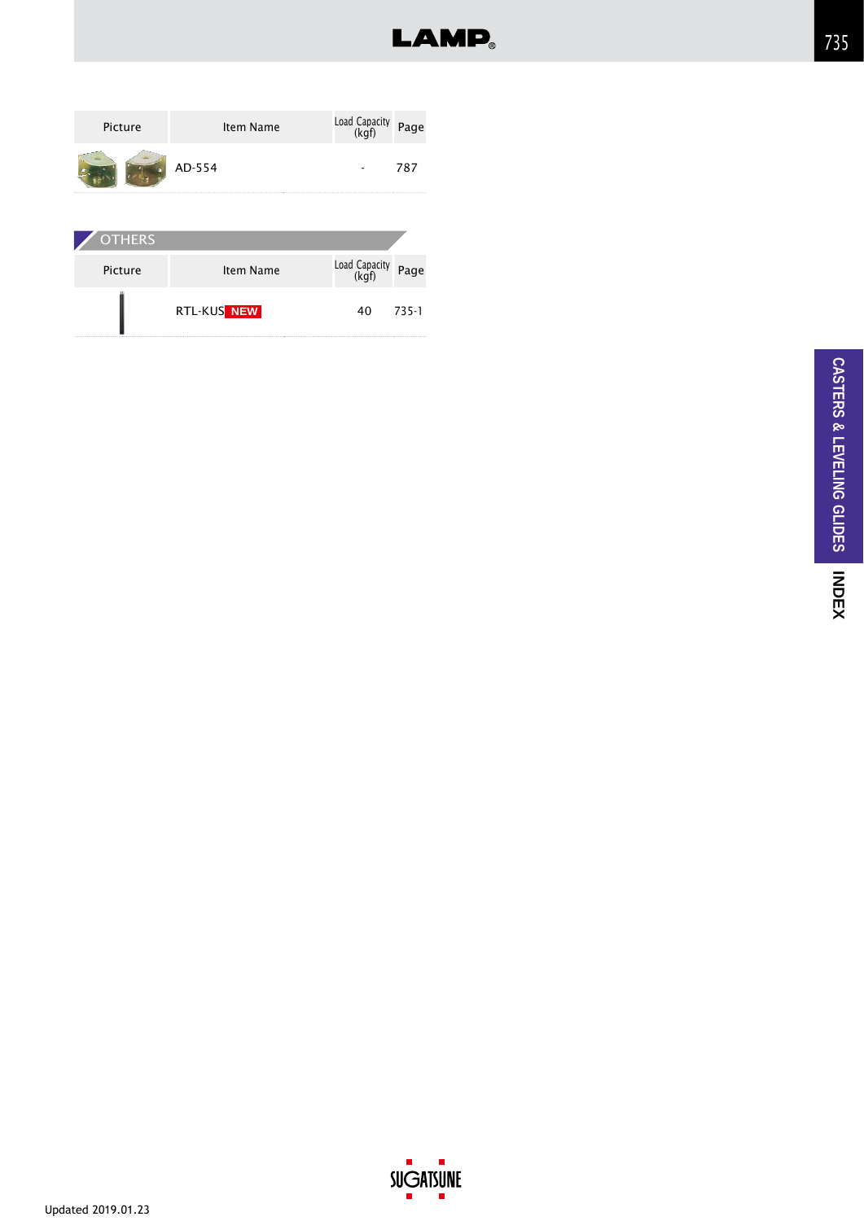| Picture | Item Name | Load Capacity (kgf) | Page |
|---|---|---|---|
| | AD-554 | - | 787 |

## OTHERS

| Picture | Item Name | Load Capacity (kgf) | Page |
|---|---|---|---|
| | RTL-KUS NEW | 40 | 735-1 |

Updated 2019.01.23